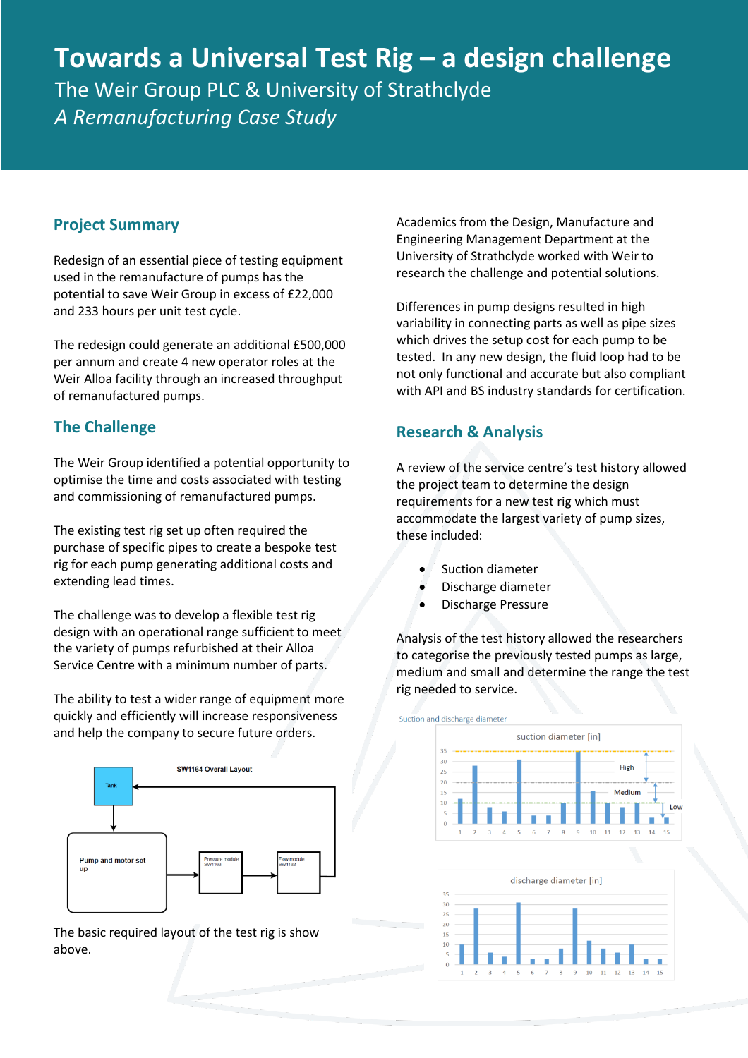# Towards a Universal Test Rig – a design challenge

The Weir Group PLC & University of Strathclyde

*A Remanufacturing Case Study*

## Project Summary

Redesign of an essential piece of testing equipment used in the remanufacture of pumps has the potential to save Weir Group in excess of £22,000 and 233 hours per unit test cycle.

The redesign could generate an additional £500,000 per annum and create 4 new operator roles at the Weir Alloa facility through an increased throughput of remanufactured pumps.

## The Challenge

The Weir Group identified a potential opportunity to optimise the time and costs associated with testing and commissioning of remanufactured pumps.

The existing test rig set up often required the purchase of specific pipes to create a bespoke test rig for each pump generating additional costs and extending lead times.

The challenge was to develop a flexible test rig design with an operational range sufficient to meet the variety of pumps refurbished at their Alloa Service Centre with a minimum number of parts.

The ability to test a wider range of equipment more quickly and efficiently will increase responsiveness and help the company to secure future orders.

SW1164 Overall Layout

Tank → Pump and motor set up → Pressure module SW1163 → Flow module SW1162 → Tank

The basic required layout of the test rig is show above.

Academics from the Design, Manufacture and Engineering Management Department at the University of Strathclyde worked with Weir to research the challenge and potential solutions.

Differences in pump designs resulted in high variability in connecting parts as well as pipe sizes which drives the setup cost for each pump to be tested. In any new design, the fluid loop had to be not only functional and accurate but also compliant with API and BS industry standards for certification.

## Research & Analysis

A review of the service centre's test history allowed the project team to determine the design requirements for a new test rig which must accommodate the largest variety of pump sizes, these included:

- Suction diameter
- Discharge diameter
- Discharge Pressure

Analysis of the test history allowed the researchers to categorise the previously tested pumps as large, medium and small and determine the range the test rig needed to service.

Suction and discharge diameter

suction diameter [in] (chart with High, Medium, Low bands)

discharge diameter [in]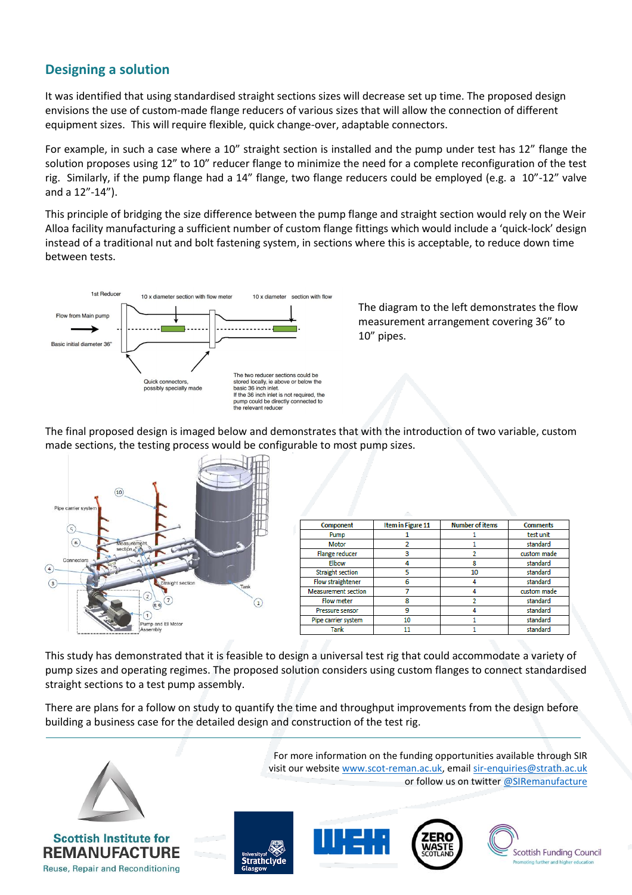## Designing a solution

It was identified that using standardised straight sections sizes will decrease set up time. The proposed design envisions the use of custom-made flange reducers of various sizes that will allow the connection of different equipment sizes. This will require flexible, quick change-over, adaptable connectors.

For example, in such a case where a 10" straight section is installed and the pump under test has 12" flange the solution proposes using 12" to 10" reducer flange to minimize the need for a complete reconfiguration of the test rig. Similarly, if the pump flange had a 14" flange, two flange reducers could be employed (e.g. a 10"-12" valve and a 12"-14").

This principle of bridging the size difference between the pump flange and straight section would rely on the Weir Alloa facility manufacturing a sufficient number of custom flange fittings which would include a 'quick-lock' design instead of a traditional nut and bolt fastening system, in sections where this is acceptable, to reduce down time between tests.

1st Reducer

10 x diameter section with flow meter

10 x diameter section with flow

Flow from Main pump

Basic initial diameter 36"

Quick connectors, possibly specially made

The two reducer sections could be stored locally, ie above or below the basic 36 inch inlet.
If the 36 inch inlet is not required, the pump could be directly connected to the relevant reducer

The diagram to the left demonstrates the flow measurement arrangement covering 36" to 10" pipes.

The final proposed design is imaged below and demonstrates that with the introduction of two variable, custom made sections, the testing process would be configurable to most pump sizes.

Pipe carrier system

Measurement section

Connectors

Straight section

Tank

Pump and El Motor Assembly

| Component | Item in Figure 11 | Number of items | Comments |
|---|---|---|---|
| Pump | 1 | 1 | test unit |
| Motor | 2 | 1 | standard |
| Flange reducer | 3 | 2 | custom made |
| Elbow | 4 | 8 | standard |
| Straight section | 5 | 10 | standard |
| Flow straightener | 6 | 4 | standard |
| Measurement section | 7 | 4 | custom made |
| Flow meter | 8 | 2 | standard |
| Pressure sensor | 9 | 4 | standard |
| Pipe carrier system | 10 | 1 | standard |
| Tank | 11 | 1 | standard |

This study has demonstrated that it is feasible to design a universal test rig that could accommodate a variety of pump sizes and operating regimes. The proposed solution considers using custom flanges to connect standardised straight sections to a test pump assembly.

There are plans for a follow on study to quantify the time and throughput improvements from the design before building a business case for the detailed design and construction of the test rig.

For more information on the funding opportunities available through SIR visit our website www.scot-reman.ac.uk, email sir-enquiries@strath.ac.uk or follow us on twitter @SIRemanufacture

Scottish Institute for REMANUFACTURE
Reuse, Repair and Reconditioning